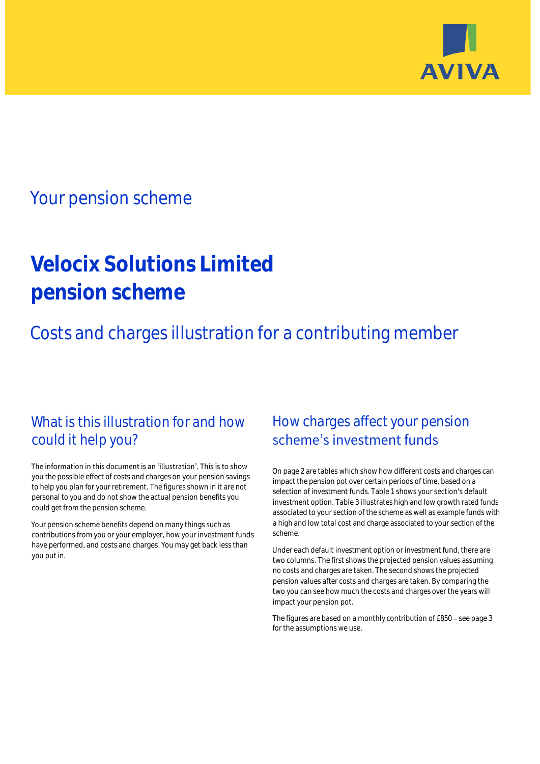Your pension scheme

# Velocix Solutions Limited pension scheme

## Costs and charges illustration for a contributing member

### What is this illustration for and how could it help you?

The information in this document is an 'illustration'. This is to show you the possible effect of costs and charges on your pension savings to help you plan for your retirement. The figures shown in it are not personal to you and do not show the actual pension benefits you could get from the pension scheme.

Your pension scheme benefits depend on many things such as contributions from you or your employer, how your investment funds have performed, and costs and charges. You may get back less than you put in.

### How charges affect your pension scheme's investment funds

On page 2 are tables which show how different costs and charges can impact the pension pot over certain periods of time, based on a selection of investment funds. Table 1 shows your section's default investment option. Table 3 illustrates high and low growth rated funds associated to your section of the scheme as well as example funds with a high and low total cost and charge associated to your section of the scheme.

Under each default investment option or investment fund, there are two columns. The first shows the projected pension values assuming no costs and charges are taken. The second shows the projected pension values after costs and charges are taken. By comparing the two you can see how much the costs and charges over the years will impact your pension pot.

The figures are based on a monthly contribution of £850 – see page 3 for the assumptions we use.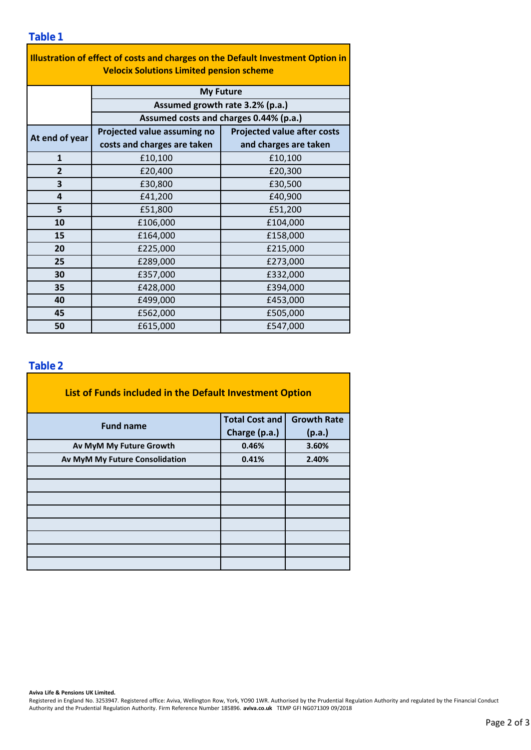## Table 1

| Illustration of effect of costs and charges on the Default Investment Option in Velocix Solutions Limited pension scheme | | |
|---|---|---|
| | My Future | |
| | Assumed growth rate 3.2% (p.a.) | |
| | Assumed costs and charges 0.44% (p.a.) | |
| At end of year | Projected value assuming no costs and charges are taken | Projected value after costs and charges are taken |
| 1 | £10,100 | £10,100 |
| 2 | £20,400 | £20,300 |
| 3 | £30,800 | £30,500 |
| 4 | £41,200 | £40,900 |
| 5 | £51,800 | £51,200 |
| 10 | £106,000 | £104,000 |
| 15 | £164,000 | £158,000 |
| 20 | £225,000 | £215,000 |
| 25 | £289,000 | £273,000 |
| 30 | £357,000 | £332,000 |
| 35 | £428,000 | £394,000 |
| 40 | £499,000 | £453,000 |
| 45 | £562,000 | £505,000 |
| 50 | £615,000 | £547,000 |

## Table 2

| List of Funds included in the Default Investment Option | | |
|---|---|---|
| Fund name | Total Cost and Charge (p.a.) | Growth Rate (p.a.) |
| Av MyM My Future Growth | 0.46% | 3.60% |
| Av MyM My Future Consolidation | 0.41% | 2.40% |
| | | |
| | | |
| | | |
| | | |
| | | |
| | | |
| | | |
| | | |

**Aviva Life & Pensions UK Limited.**
Registered in England No. 3253947. Registered office: Aviva, Wellington Row, York, YO90 1WR. Authorised by the Prudential Regulation Authority and regulated by the Financial Conduct Authority and the Prudential Regulation Authority. Firm Reference Number 185896. **aviva.co.uk** TEMP GFI NG071309 09/2018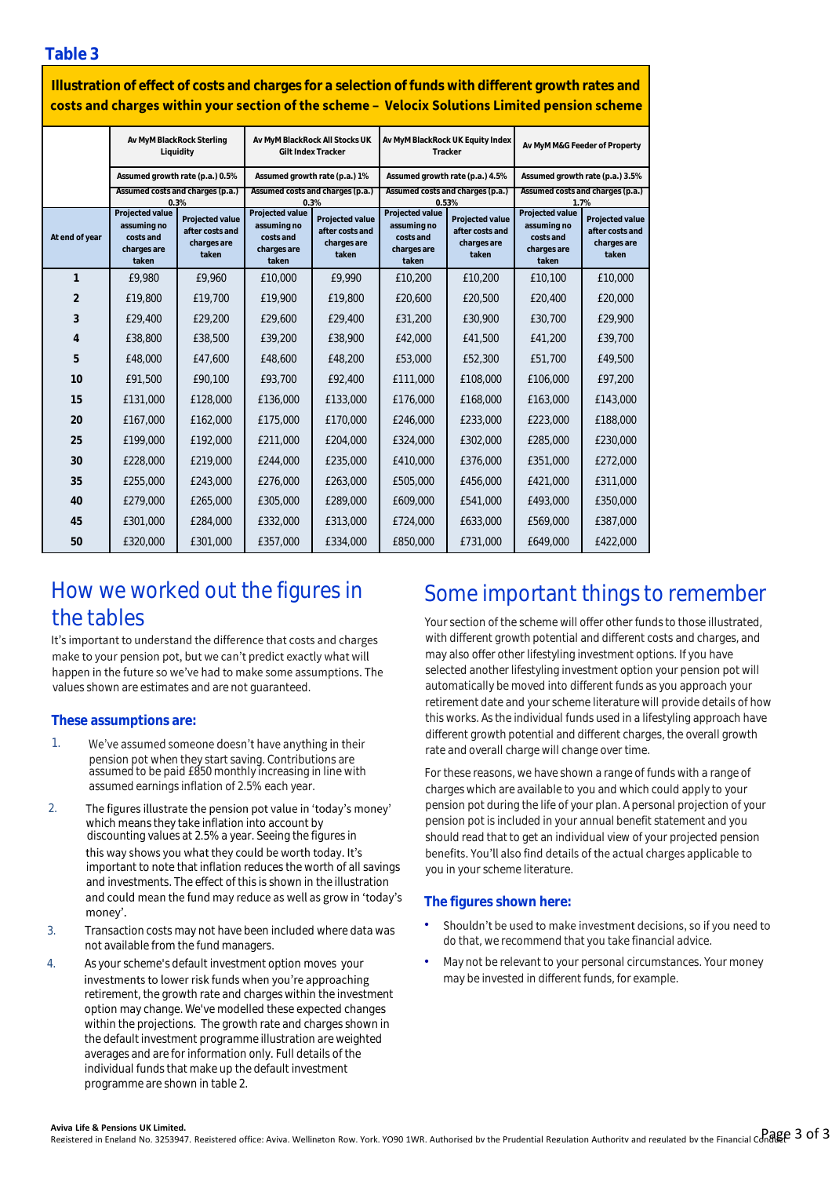## Table 3

| Illustration of effect of costs and charges for a selection of funds with different growth rates and costs and charges within your section of the scheme – Velocix Solutions Limited pension scheme | | | | | | | | |
|---|---|---|---|---|---|---|---|---|
| | Av MyM BlackRock Sterling Liquidity | | Av MyM BlackRock All Stocks UK Gilt Index Tracker | | Av MyM BlackRock UK Equity Index Tracker | | Av MyM M&G Feeder of Property | |
| | Assumed growth rate (p.a.) 0.5% | | Assumed growth rate (p.a.) 1% | | Assumed growth rate (p.a.) 4.5% | | Assumed growth rate (p.a.) 3.5% | |
| | Assumed costs and charges (p.a.) 0.3% | | Assumed costs and charges (p.a.) 0.3% | | Assumed costs and charges (p.a.) 0.53% | | Assumed costs and charges (p.a.) 1.7% | |
| At end of year | Projected value assuming no costs and charges are taken | Projected value after costs and charges are taken | Projected value assuming no costs and charges are taken | Projected value after costs and charges are taken | Projected value assuming no costs and charges are taken | Projected value after costs and charges are taken | Projected value assuming no costs and charges are taken | Projected value after costs and charges are taken |
| 1 | £9,980 | £9,960 | £10,000 | £9,990 | £10,200 | £10,200 | £10,100 | £10,000 |
| 2 | £19,800 | £19,700 | £19,900 | £19,800 | £20,600 | £20,500 | £20,400 | £20,000 |
| 3 | £29,400 | £29,200 | £29,600 | £29,400 | £31,200 | £30,900 | £30,700 | £29,900 |
| 4 | £38,800 | £38,500 | £39,200 | £38,900 | £42,000 | £41,500 | £41,200 | £39,700 |
| 5 | £48,000 | £47,600 | £48,600 | £48,200 | £53,000 | £52,300 | £51,700 | £49,500 |
| 10 | £91,500 | £90,100 | £93,700 | £92,400 | £111,000 | £108,000 | £106,000 | £97,200 |
| 15 | £131,000 | £128,000 | £136,000 | £133,000 | £176,000 | £168,000 | £163,000 | £143,000 |
| 20 | £167,000 | £162,000 | £175,000 | £170,000 | £246,000 | £233,000 | £223,000 | £188,000 |
| 25 | £199,000 | £192,000 | £211,000 | £204,000 | £324,000 | £302,000 | £285,000 | £230,000 |
| 30 | £228,000 | £219,000 | £244,000 | £235,000 | £410,000 | £376,000 | £351,000 | £272,000 |
| 35 | £255,000 | £243,000 | £276,000 | £263,000 | £505,000 | £456,000 | £421,000 | £311,000 |
| 40 | £279,000 | £265,000 | £305,000 | £289,000 | £609,000 | £541,000 | £493,000 | £350,000 |
| 45 | £301,000 | £284,000 | £332,000 | £313,000 | £724,000 | £633,000 | £569,000 | £387,000 |
| 50 | £320,000 | £301,000 | £357,000 | £334,000 | £850,000 | £731,000 | £649,000 | £422,000 |

# How we worked out the figures in the tables

It's important to understand the difference that costs and charges make to your pension pot, but we can't predict exactly what will happen in the future so we've had to make some assumptions. The values shown are estimates and are not guaranteed.

### These assumptions are:

1. We've assumed someone doesn't have anything in their pension pot when they start saving. Contributions are assumed to be paid £850 monthly increasing in line with assumed earnings inflation of 2.5% each year.
2. The figures illustrate the pension pot value in 'today's money' which means they take inflation into account by discounting values at 2.5% a year. Seeing the figures in this way shows you what they could be worth today. It's important to note that inflation reduces the worth of all savings and investments. The effect of this is shown in the illustration and could mean the fund may reduce as well as grow in 'today's money'.
3. Transaction costs may not have been included where data was not available from the fund managers.
4. As your scheme's default investment option moves your investments to lower risk funds when you're approaching retirement, the growth rate and charges within the investment option may change. We've modelled these expected changes within the projections. The growth rate and charges shown in the default investment programme illustration are weighted averages and are for information only. Full details of the individual funds that make up the default investment programme are shown in table 2.

# Some important things to remember

Your section of the scheme will offer other funds to those illustrated, with different growth potential and different costs and charges, and may also offer other lifestyling investment options. If you have selected another lifestyling investment option your pension pot will automatically be moved into different funds as you approach your retirement date and your scheme literature will provide details of how this works. As the individual funds used in a lifestyling approach have different growth potential and different charges, the overall growth rate and overall charge will change over time.

For these reasons, we have shown a range of funds with a range of charges which are available to you and which could apply to your pension pot during the life of your plan. A personal projection of your pension pot is included in your annual benefit statement and you should read that to get an individual view of your projected pension benefits. You'll also find details of the actual charges applicable to you in your scheme literature.

### The figures shown here:

- Shouldn't be used to make investment decisions, so if you need to do that, we recommend that you take financial advice.
- May not be relevant to your personal circumstances. Your money may be invested in different funds, for example.

**Aviva Life & Pensions UK Limited.**
Registered in England No. 3253947. Registered office: Aviva, Wellington Row, York, YO90 1WR. Authorised by the Prudential Regulation Authority and regulated by the Financial Conduct